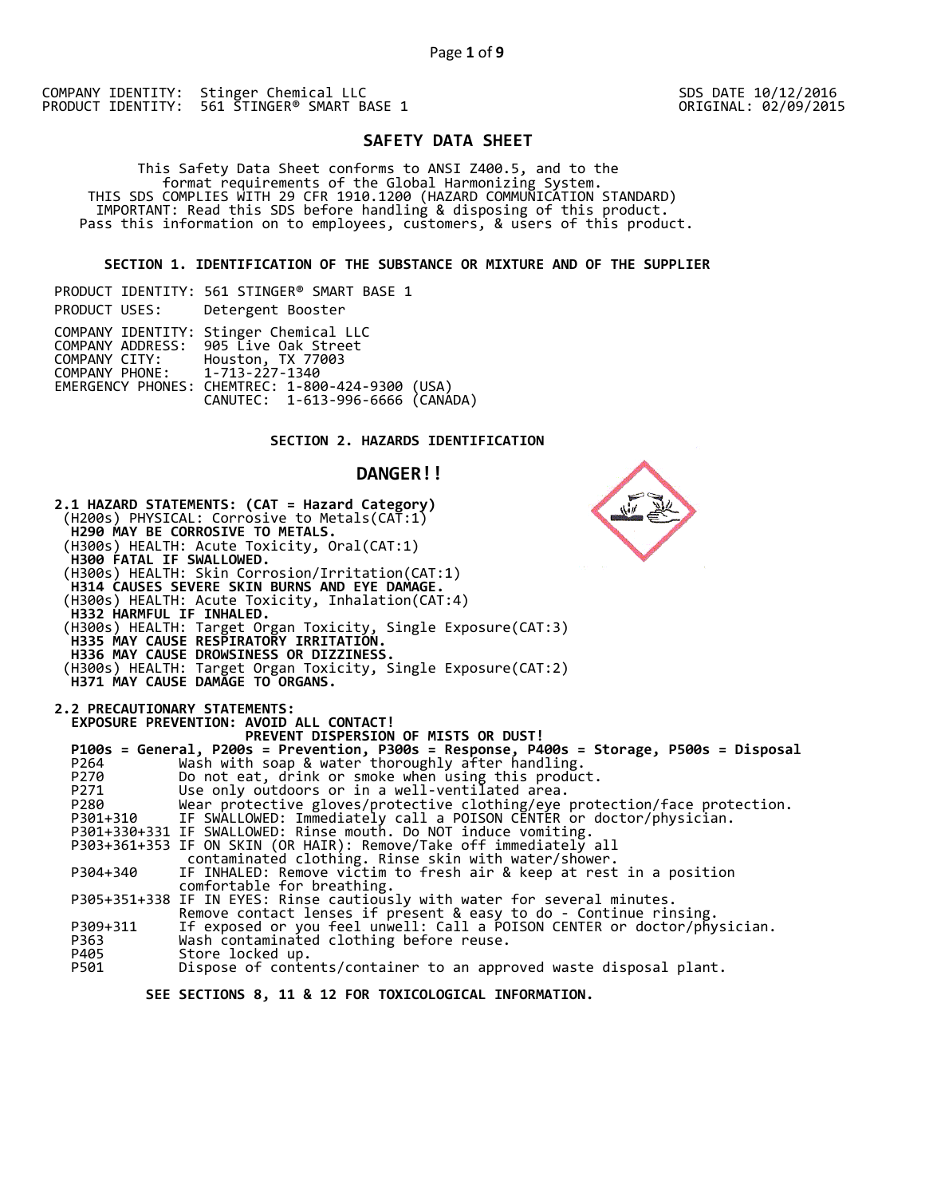COMPANY IDENTITY: Stinger Chemical LLC
PRODUCT IDENTITY: 561 STINGER® SMART BASE 1

SDS DATE 10/12/2016
ORIGINAL: 02/09/2015

# SAFETY DATA SHEET

This Safety Data Sheet conforms to ANSI Z400.5, and to the format requirements of the Global Harmonizing System.
THIS SDS COMPLIES WITH 29 CFR 1910.1200 (HAZARD COMMUNICATION STANDARD)
IMPORTANT: Read this SDS before handling & disposing of this product.
Pass this information on to employees, customers, & users of this product.

## SECTION 1. IDENTIFICATION OF THE SUBSTANCE OR MIXTURE AND OF THE SUPPLIER

PRODUCT IDENTITY: 561 STINGER® SMART BASE 1
PRODUCT USES: Detergent Booster

COMPANY IDENTITY: Stinger Chemical LLC
COMPANY ADDRESS: 905 Live Oak Street
COMPANY CITY: Houston, TX 77003
COMPANY PHONE: 1-713-227-1340
EMERGENCY PHONES: CHEMTREC: 1-800-424-9300 (USA)
CANUTEC: 1-613-996-6666 (CANADA)

## SECTION 2. HAZARDS IDENTIFICATION

### DANGER!!

**2.1 HAZARD STATEMENTS: (CAT = Hazard Category)**

(H200s) PHYSICAL: Corrosive to Metals(CAT:1)
**H290 MAY BE CORROSIVE TO METALS.**
(H300s) HEALTH: Acute Toxicity, Oral(CAT:1)
**H300 FATAL IF SWALLOWED.**
(H300s) HEALTH: Skin Corrosion/Irritation(CAT:1)
**H314 CAUSES SEVERE SKIN BURNS AND EYE DAMAGE.**
(H300s) HEALTH: Acute Toxicity, Inhalation(CAT:4)
**H332 HARMFUL IF INHALED.**
(H300s) HEALTH: Target Organ Toxicity, Single Exposure(CAT:3)
**H335 MAY CAUSE RESPIRATORY IRRITATION.**
**H336 MAY CAUSE DROWSINESS OR DIZZINESS.**
(H300s) HEALTH: Target Organ Toxicity, Single Exposure(CAT:2)
**H371 MAY CAUSE DAMAGE TO ORGANS.**

**2.2 PRECAUTIONARY STATEMENTS:**

**EXPOSURE PREVENTION: AVOID ALL CONTACT!**
**PREVENT DISPERSION OF MISTS OR DUST!**

**P100s = General, P200s = Prevention, P300s = Response, P400s = Storage, P500s = Disposal**

| Code | Statement |
|---|---|
| P264 | Wash with soap & water thoroughly after handling. |
| P270 | Do not eat, drink or smoke when using this product. |
| P271 | Use only outdoors or in a well-ventilated area. |
| P280 | Wear protective gloves/protective clothing/eye protection/face protection. |
| P301+310 | IF SWALLOWED: Immediately call a POISON CENTER or doctor/physician. |
| P301+330+331 | IF SWALLOWED: Rinse mouth. Do NOT induce vomiting. |
| P303+361+353 | IF ON SKIN (OR HAIR): Remove/Take off immediately all contaminated clothing. Rinse skin with water/shower. |
| P304+340 | IF INHALED: Remove victim to fresh air & keep at rest in a position comfortable for breathing. |
| P305+351+338 | IF IN EYES: Rinse cautiously with water for several minutes. Remove contact lenses if present & easy to do - Continue rinsing. |
| P309+311 | If exposed or you feel unwell: Call a POISON CENTER or doctor/physician. |
| P363 | Wash contaminated clothing before reuse. |
| P405 | Store locked up. |
| P501 | Dispose of contents/container to an approved waste disposal plant. |

**SEE SECTIONS 8, 11 & 12 FOR TOXICOLOGICAL INFORMATION.**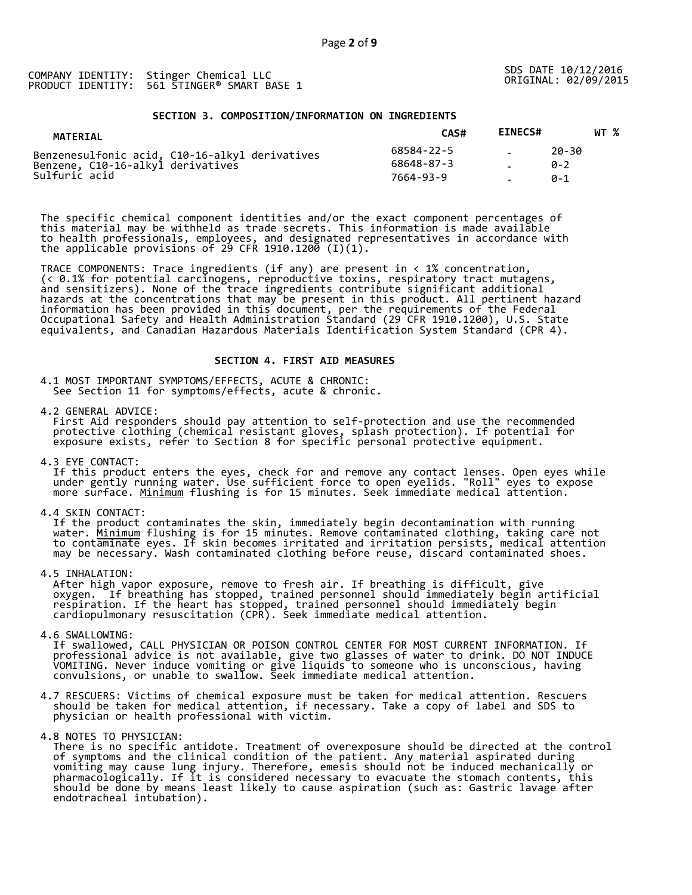COMPANY IDENTITY: Stinger Chemical LLC
PRODUCT IDENTITY: 561 STINGER® SMART BASE 1

SDS DATE 10/12/2016
ORIGINAL: 02/09/2015

## SECTION 3. COMPOSITION/INFORMATION ON INGREDIENTS

| MATERIAL | CAS# | EINECS# | WT % |
|---|---|---|---|
| Benzenesulfonic acid, C10-16-alkyl derivatives | 68584-22-5 | - | 20-30 |
| Benzene, C10-16-alkyl derivatives | 68648-87-3 | - | 0-2 |
| Sulfuric acid | 7664-93-9 | - | 0-1 |

The specific chemical component identities and/or the exact component percentages of this material may be withheld as trade secrets. This information is made available to health professionals, employees, and designated representatives in accordance with the applicable provisions of 29 CFR 1910.1200 (I)(1).

TRACE COMPONENTS: Trace ingredients (if any) are present in < 1% concentration, (< 0.1% for potential carcinogens, reproductive toxins, respiratory tract mutagens, and sensitizers). None of the trace ingredients contribute significant additional hazards at the concentrations that may be present in this product. All pertinent hazard information has been provided in this document, per the requirements of the Federal Occupational Safety and Health Administration Standard (29 CFR 1910.1200), U.S. State equivalents, and Canadian Hazardous Materials Identification System Standard (CPR 4).

## SECTION 4. FIRST AID MEASURES

4.1 MOST IMPORTANT SYMPTOMS/EFFECTS, ACUTE & CHRONIC:
See Section 11 for symptoms/effects, acute & chronic.

4.2 GENERAL ADVICE:
First Aid responders should pay attention to self-protection and use the recommended protective clothing (chemical resistant gloves, splash protection). If potential for exposure exists, refer to Section 8 for specific personal protective equipment.

4.3 EYE CONTACT:
If this product enters the eyes, check for and remove any contact lenses. Open eyes while under gently running water. Use sufficient force to open eyelids. "Roll" eyes to expose more surface. Minimum flushing is for 15 minutes. Seek immediate medical attention.

4.4 SKIN CONTACT:
If the product contaminates the skin, immediately begin decontamination with running water. Minimum flushing is for 15 minutes. Remove contaminated clothing, taking care not to contaminate eyes. If skin becomes irritated and irritation persists, medical attention may be necessary. Wash contaminated clothing before reuse, discard contaminated shoes.

4.5 INHALATION:
After high vapor exposure, remove to fresh air. If breathing is difficult, give oxygen. If breathing has stopped, trained personnel should immediately begin artificial respiration. If the heart has stopped, trained personnel should immediately begin cardiopulmonary resuscitation (CPR). Seek immediate medical attention.

4.6 SWALLOWING:
If swallowed, CALL PHYSICIAN OR POISON CONTROL CENTER FOR MOST CURRENT INFORMATION. If professional advice is not available, give two glasses of water to drink. DO NOT INDUCE VOMITING. Never induce vomiting or give liquids to someone who is unconscious, having convulsions, or unable to swallow. Seek immediate medical attention.

4.7 RESCUERS: Victims of chemical exposure must be taken for medical attention. Rescuers should be taken for medical attention, if necessary. Take a copy of label and SDS to physician or health professional with victim.

4.8 NOTES TO PHYSICIAN:
There is no specific antidote. Treatment of overexposure should be directed at the control of symptoms and the clinical condition of the patient. Any material aspirated during vomiting may cause lung injury. Therefore, emesis should not be induced mechanically or pharmacologically. If it is considered necessary to evacuate the stomach contents, this should be done by means least likely to cause aspiration (such as: Gastric lavage after endotracheal intubation).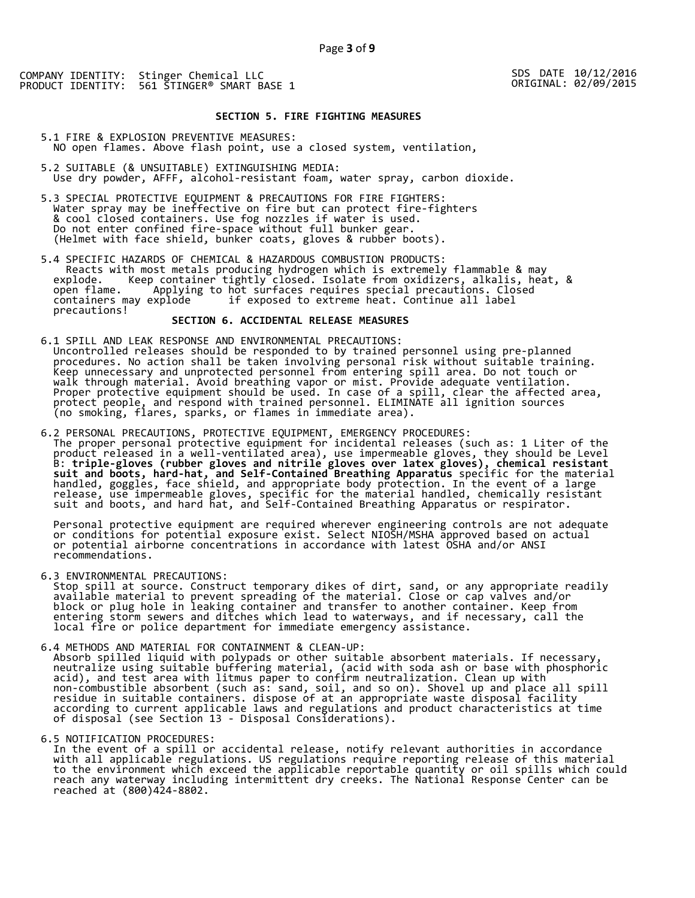COMPANY IDENTITY: Stinger Chemical LLC
PRODUCT IDENTITY: 561 STINGER® SMART BASE 1

SDS DATE 10/12/2016
ORIGINAL: 02/09/2015

## SECTION 5. FIRE FIGHTING MEASURES

5.1 FIRE & EXPLOSION PREVENTIVE MEASURES:
NO open flames. Above flash point, use a closed system, ventilation,

5.2 SUITABLE (& UNSUITABLE) EXTINGUISHING MEDIA:
Use dry powder, AFFF, alcohol-resistant foam, water spray, carbon dioxide.

5.3 SPECIAL PROTECTIVE EQUIPMENT & PRECAUTIONS FOR FIRE FIGHTERS:
Water spray may be ineffective on fire but can protect fire-fighters & cool closed containers. Use fog nozzles if water is used. Do not enter confined fire-space without full bunker gear. (Helmet with face shield, bunker coats, gloves & rubber boots).

5.4 SPECIFIC HAZARDS OF CHEMICAL & HAZARDOUS COMBUSTION PRODUCTS:
Reacts with most metals producing hydrogen which is extremely flammable & may explode. Keep container tightly closed. Isolate from oxidizers, alkalis, heat, & open flame. Applying to hot surfaces requires special precautions. Closed containers may explode if exposed to extreme heat. Continue all label precautions!

## SECTION 6. ACCIDENTAL RELEASE MEASURES

6.1 SPILL AND LEAK RESPONSE AND ENVIRONMENTAL PRECAUTIONS:
Uncontrolled releases should be responded to by trained personnel using pre-planned procedures. No action shall be taken involving personal risk without suitable training. Keep unnecessary and unprotected personnel from entering spill area. Do not touch or walk through material. Avoid breathing vapor or mist. Provide adequate ventilation. Proper protective equipment should be used. In case of a spill, clear the affected area, protect people, and respond with trained personnel. ELIMINATE all ignition sources (no smoking, flares, sparks, or flames in immediate area).

6.2 PERSONAL PRECAUTIONS, PROTECTIVE EQUIPMENT, EMERGENCY PROCEDURES:
The proper personal protective equipment for incidental releases (such as: 1 Liter of the product released in a well-ventilated area), use impermeable gloves, they should be Level B: **triple-gloves (rubber gloves and nitrile gloves over latex gloves), chemical resistant suit and boots, hard-hat, and Self-Contained Breathing Apparatus** specific for the material handled, goggles, face shield, and appropriate body protection. In the event of a large release, use impermeable gloves, specific for the material handled, chemically resistant suit and boots, and hard hat, and Self-Contained Breathing Apparatus or respirator.

Personal protective equipment are required wherever engineering controls are not adequate or conditions for potential exposure exist. Select NIOSH/MSHA approved based on actual or potential airborne concentrations in accordance with latest OSHA and/or ANSI recommendations.

6.3 ENVIRONMENTAL PRECAUTIONS:
Stop spill at source. Construct temporary dikes of dirt, sand, or any appropriate readily available material to prevent spreading of the material. Close or cap valves and/or block or plug hole in leaking container and transfer to another container. Keep from entering storm sewers and ditches which lead to waterways, and if necessary, call the local fire or police department for immediate emergency assistance.

6.4 METHODS AND MATERIAL FOR CONTAINMENT & CLEAN-UP:
Absorb spilled liquid with polypads or other suitable absorbent materials. If necessary, neutralize using suitable buffering material, (acid with soda ash or base with phosphoric acid), and test area with litmus paper to confirm neutralization. Clean up with non-combustible absorbent (such as: sand, soil, and so on). Shovel up and place all spill residue in suitable containers. dispose of at an appropriate waste disposal facility according to current applicable laws and regulations and product characteristics at time of disposal (see Section 13 - Disposal Considerations).

6.5 NOTIFICATION PROCEDURES:
In the event of a spill or accidental release, notify relevant authorities in accordance with all applicable regulations. US regulations require reporting release of this material to the environment which exceed the applicable reportable quantity or oil spills which could reach any waterway including intermittent dry creeks. The National Response Center can be reached at (800)424-8802.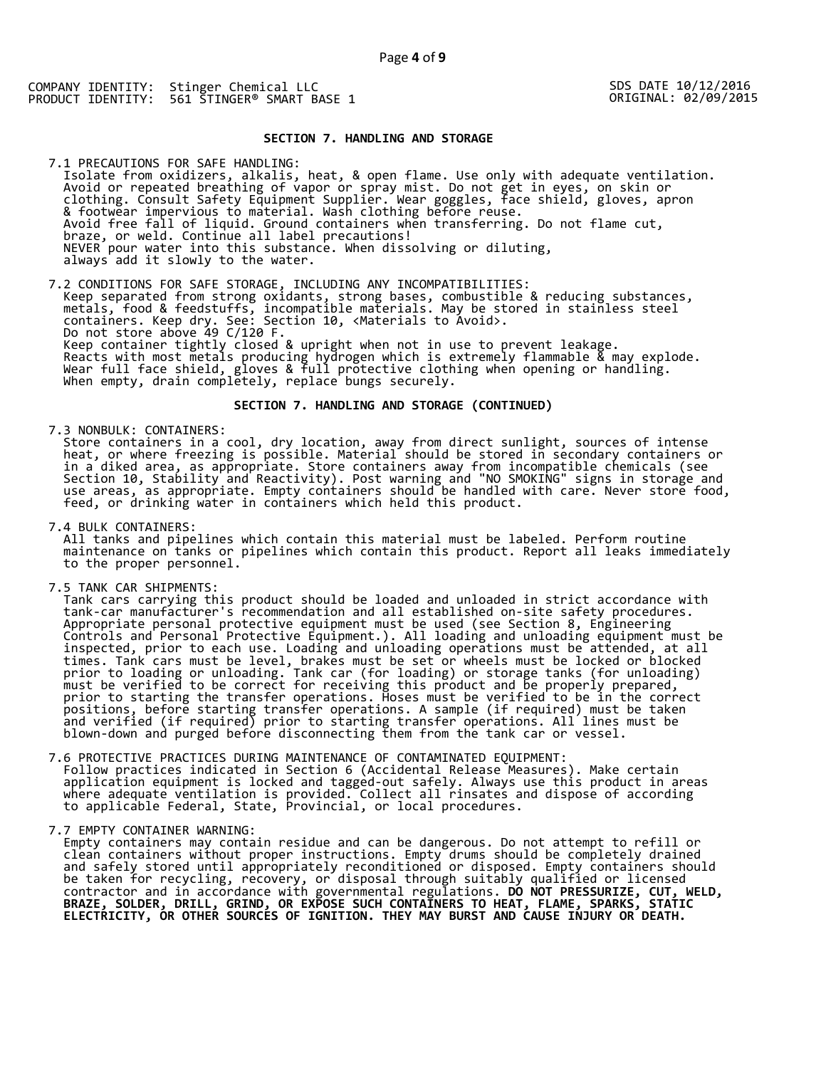COMPANY IDENTITY: Stinger Chemical LLC
PRODUCT IDENTITY: 561 STINGER® SMART BASE 1

SDS DATE 10/12/2016
ORIGINAL: 02/09/2015

## SECTION 7. HANDLING AND STORAGE

7.1 PRECAUTIONS FOR SAFE HANDLING:
Isolate from oxidizers, alkalis, heat, & open flame. Use only with adequate ventilation. Avoid or repeated breathing of vapor or spray mist. Do not get in eyes, on skin or clothing. Consult Safety Equipment Supplier. Wear goggles, face shield, gloves, apron & footwear impervious to material. Wash clothing before reuse.
Avoid free fall of liquid. Ground containers when transferring. Do not flame cut, braze, or weld. Continue all label precautions!
NEVER pour water into this substance. When dissolving or diluting, always add it slowly to the water.

7.2 CONDITIONS FOR SAFE STORAGE, INCLUDING ANY INCOMPATIBILITIES:
Keep separated from strong oxidants, strong bases, combustible & reducing substances, metals, food & feedstuffs, incompatible materials. May be stored in stainless steel containers. Keep dry. See: Section 10, <Materials to Avoid>.
Do not store above 49 C/120 F.
Keep container tightly closed & upright when not in use to prevent leakage.
Reacts with most metals producing hydrogen which is extremely flammable & may explode.
Wear full face shield, gloves & full protective clothing when opening or handling.
When empty, drain completely, replace bungs securely.

## SECTION 7. HANDLING AND STORAGE (CONTINUED)

7.3 NONBULK: CONTAINERS:
Store containers in a cool, dry location, away from direct sunlight, sources of intense heat, or where freezing is possible. Material should be stored in secondary containers or in a diked area, as appropriate. Store containers away from incompatible chemicals (see Section 10, Stability and Reactivity). Post warning and "NO SMOKING" signs in storage and use areas, as appropriate. Empty containers should be handled with care. Never store food, feed, or drinking water in containers which held this product.

7.4 BULK CONTAINERS:
All tanks and pipelines which contain this material must be labeled. Perform routine maintenance on tanks or pipelines which contain this product. Report all leaks immediately to the proper personnel.

7.5 TANK CAR SHIPMENTS:
Tank cars carrying this product should be loaded and unloaded in strict accordance with tank-car manufacturer's recommendation and all established on-site safety procedures. Appropriate personal protective equipment must be used (see Section 8, Engineering Controls and Personal Protective Equipment.). All loading and unloading equipment must be inspected, prior to each use. Loading and unloading operations must be attended, at all times. Tank cars must be level, brakes must be set or wheels must be locked or blocked prior to loading or unloading. Tank car (for loading) or storage tanks (for unloading) must be verified to be correct for receiving this product and be properly prepared, prior to starting the transfer operations. Hoses must be verified to be in the correct positions, before starting transfer operations. A sample (if required) must be taken and verified (if required) prior to starting transfer operations. All lines must be blown-down and purged before disconnecting them from the tank car or vessel.

7.6 PROTECTIVE PRACTICES DURING MAINTENANCE OF CONTAMINATED EQUIPMENT:
Follow practices indicated in Section 6 (Accidental Release Measures). Make certain application equipment is locked and tagged-out safely. Always use this product in areas where adequate ventilation is provided. Collect all rinsates and dispose of according to applicable Federal, State, Provincial, or local procedures.

7.7 EMPTY CONTAINER WARNING:
Empty containers may contain residue and can be dangerous. Do not attempt to refill or clean containers without proper instructions. Empty drums should be completely drained and safely stored until appropriately reconditioned or disposed. Empty containers should be taken for recycling, recovery, or disposal through suitably qualified or licensed contractor and in accordance with governmental regulations. **DO NOT PRESSURIZE, CUT, WELD, BRAZE, SOLDER, DRILL, GRIND, OR EXPOSE SUCH CONTAINERS TO HEAT, FLAME, SPARKS, STATIC ELECTRICITY, OR OTHER SOURCES OF IGNITION. THEY MAY BURST AND CAUSE INJURY OR DEATH.**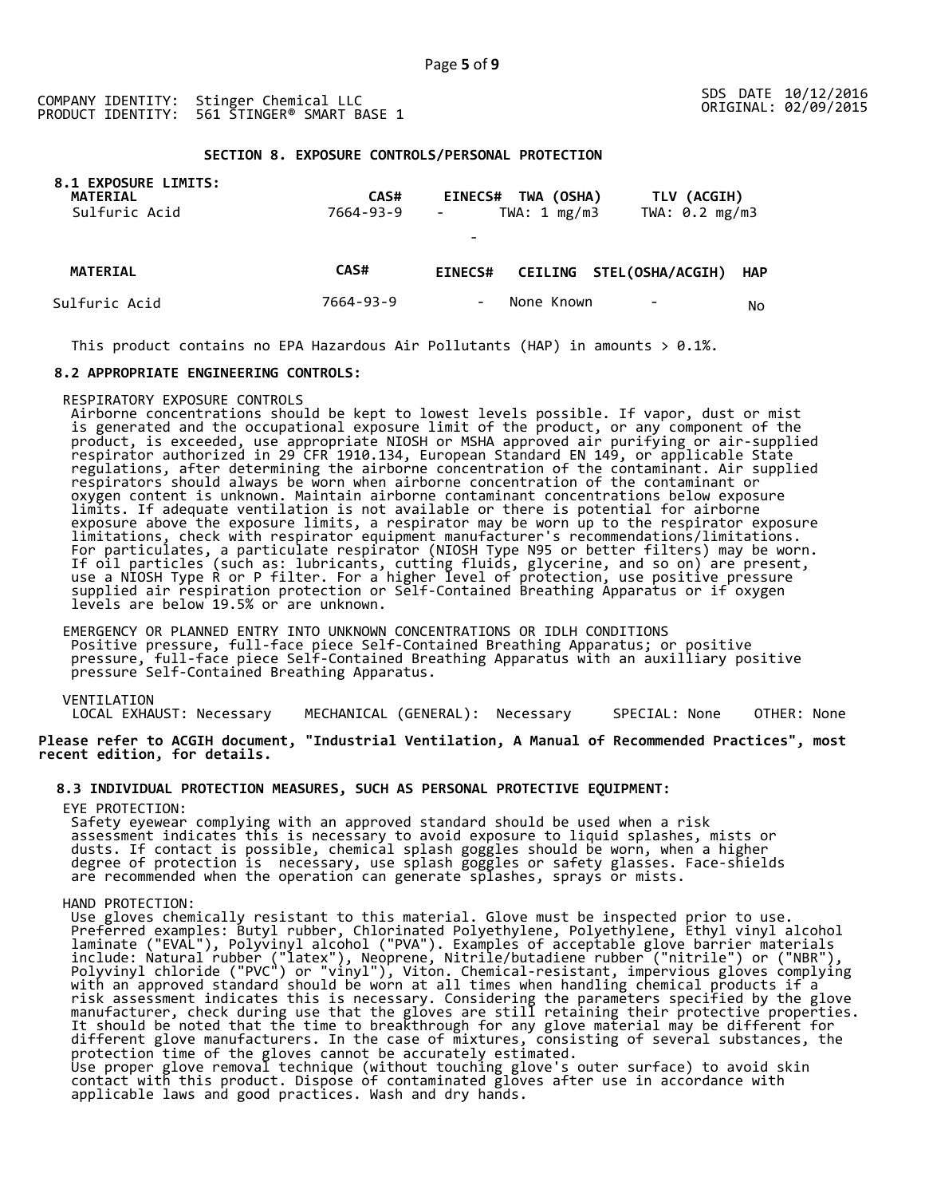COMPANY IDENTITY: Stinger Chemical LLC
PRODUCT IDENTITY: 561 STINGER® SMART BASE 1

SDS DATE 10/12/2016
ORIGINAL: 02/09/2015

## SECTION 8. EXPOSURE CONTROLS/PERSONAL PROTECTION

### 8.1 EXPOSURE LIMITS:

| MATERIAL | CAS# | EINECS# | TWA (OSHA) | TLV (ACGIH) |
|---|---|---|---|---|
| Sulfuric Acid | 7664-93-9 | - | TWA: 1 mg/m3 | TWA: 0.2 mg/m3 |

-

| MATERIAL | CAS# | EINECS# | CEILING | STEL(OSHA/ACGIH) | HAP |
|---|---|---|---|---|---|
| Sulfuric Acid | 7664-93-9 | - | None Known | - | No |

This product contains no EPA Hazardous Air Pollutants (HAP) in amounts > 0.1%.

### 8.2 APPROPRIATE ENGINEERING CONTROLS:

RESPIRATORY EXPOSURE CONTROLS

Airborne concentrations should be kept to lowest levels possible. If vapor, dust or mist is generated and the occupational exposure limit of the product, or any component of the product, is exceeded, use appropriate NIOSH or MSHA approved air purifying or air-supplied respirator authorized in 29 CFR 1910.134, European Standard EN 149, or applicable State regulations, after determining the airborne concentration of the contaminant. Air supplied respirators should always be worn when airborne concentration of the contaminant or oxygen content is unknown. Maintain airborne contaminant concentrations below exposure limits. If adequate ventilation is not available or there is potential for airborne exposure above the exposure limits, a respirator may be worn up to the respirator exposure limitations, check with respirator equipment manufacturer's recommendations/limitations. For particulates, a particulate respirator (NIOSH Type N95 or better filters) may be worn. If oil particles (such as: lubricants, cutting fluids, glycerine, and so on) are present, use a NIOSH Type R or P filter. For a higher level of protection, use positive pressure supplied air respiration protection or Self-Contained Breathing Apparatus or if oxygen levels are below 19.5% or are unknown.

EMERGENCY OR PLANNED ENTRY INTO UNKNOWN CONCENTRATIONS OR IDLH CONDITIONS

Positive pressure, full-face piece Self-Contained Breathing Apparatus; or positive pressure, full-face piece Self-Contained Breathing Apparatus with an auxilliary positive pressure Self-Contained Breathing Apparatus.

VENTILATION

LOCAL EXHAUST: Necessary MECHANICAL (GENERAL): Necessary SPECIAL: None OTHER: None

**Please refer to ACGIH document, "Industrial Ventilation, A Manual of Recommended Practices", most recent edition, for details.**

### 8.3 INDIVIDUAL PROTECTION MEASURES, SUCH AS PERSONAL PROTECTIVE EQUIPMENT:

EYE PROTECTION:

Safety eyewear complying with an approved standard should be used when a risk assessment indicates this is necessary to avoid exposure to liquid splashes, mists or dusts. If contact is possible, chemical splash goggles should be worn, when a higher degree of protection is necessary, use splash goggles or safety glasses. Face-shields are recommended when the operation can generate splashes, sprays or mists.

HAND PROTECTION:

Use gloves chemically resistant to this material. Glove must be inspected prior to use. Preferred examples: Butyl rubber, Chlorinated Polyethylene, Polyethylene, Ethyl vinyl alcohol laminate ("EVAL"), Polyvinyl alcohol ("PVA"). Examples of acceptable glove barrier materials include: Natural rubber ("latex"), Neoprene, Nitrile/butadiene rubber ("nitrile") or ("NBR"), Polyvinyl chloride ("PVC") or "vinyl"), Viton. Chemical-resistant, impervious gloves complying with an approved standard should be worn at all times when handling chemical products if a risk assessment indicates this is necessary. Considering the parameters specified by the glove manufacturer, check during use that the gloves are still retaining their protective properties. It should be noted that the time to breakthrough for any glove material may be different for different glove manufacturers. In the case of mixtures, consisting of several substances, the protection time of the gloves cannot be accurately estimated.
Use proper glove removal technique (without touching glove's outer surface) to avoid skin contact with this product. Dispose of contaminated gloves after use in accordance with applicable laws and good practices. Wash and dry hands.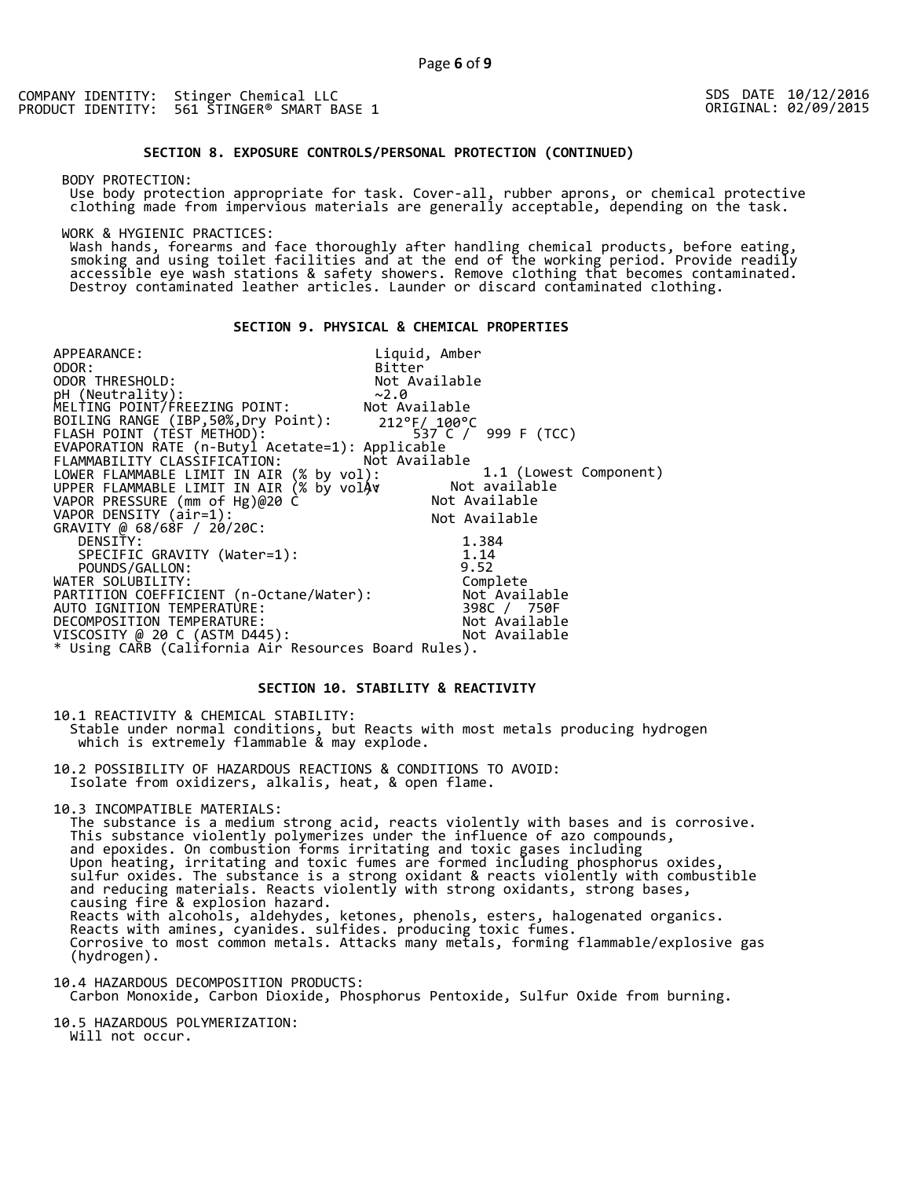COMPANY IDENTITY: Stinger Chemical LLC
PRODUCT IDENTITY: 561 STINGER® SMART BASE 1

SDS DATE 10/12/2016
ORIGINAL: 02/09/2015

## SECTION 8. EXPOSURE CONTROLS/PERSONAL PROTECTION (CONTINUED)

BODY PROTECTION:
Use body protection appropriate for task. Cover-all, rubber aprons, or chemical protective clothing made from impervious materials are generally acceptable, depending on the task.

WORK & HYGIENIC PRACTICES:
Wash hands, forearms and face thoroughly after handling chemical products, before eating, smoking and using toilet facilities and at the end of the working period. Provide readily accessible eye wash stations & safety showers. Remove clothing that becomes contaminated. Destroy contaminated leather articles. Launder or discard contaminated clothing.

## SECTION 9. PHYSICAL & CHEMICAL PROPERTIES

| Property | Value |
|---|---|
| APPEARANCE: | Liquid, Amber |
| ODOR: | Bitter |
| ODOR THRESHOLD: | Not Available |
| pH (Neutrality): | ~2.0 |
| MELTING POINT/FREEZING POINT: | Not Available |
| BOILING RANGE (IBP,50%,Dry Point): | 212°F/ 100°C |
| FLASH POINT (TEST METHOD): | 537 C / 999 F (TCC) |
| EVAPORATION RATE (n-Butyl Acetate=1): | Applicable |
| FLAMMABILITY CLASSIFICATION: | Not Available |
| LOWER FLAMMABLE LIMIT IN AIR (% by vol): | 1.1 (Lowest Component) |
| UPPER FLAMMABLE LIMIT IN AIR (% by vol): | Not available |
| VAPOR PRESSURE (mm of Hg)@20 C | Not Available |
| VAPOR DENSITY (air=1): | Not Available |
| GRAVITY @ 68/68F / 20/20C: | |
| DENSITY: | 1.384 |
| SPECIFIC GRAVITY (Water=1): | 1.14 |
| POUNDS/GALLON: | 9.52 |
| WATER SOLUBILITY: | Complete |
| PARTITION COEFFICIENT (n-Octane/Water): | Not Available |
| AUTO IGNITION TEMPERATURE: | 398C / 750F |
| DECOMPOSITION TEMPERATURE: | Not Available |
| VISCOSITY @ 20 C (ASTM D445): | Not Available |

* Using CARB (California Air Resources Board Rules).

## SECTION 10. STABILITY & REACTIVITY

10.1 REACTIVITY & CHEMICAL STABILITY:
Stable under normal conditions, but Reacts with most metals producing hydrogen which is extremely flammable & may explode.

10.2 POSSIBILITY OF HAZARDOUS REACTIONS & CONDITIONS TO AVOID:
Isolate from oxidizers, alkalis, heat, & open flame.

10.3 INCOMPATIBLE MATERIALS:
The substance is a medium strong acid, reacts violently with bases and is corrosive. This substance violently polymerizes under the influence of azo compounds, and epoxides. On combustion forms irritating and toxic gases including Upon heating, irritating and toxic fumes are formed including phosphorus oxides, sulfur oxides. The substance is a strong oxidant & reacts violently with combustible and reducing materials. Reacts violently with strong oxidants, strong bases, causing fire & explosion hazard.
Reacts with alcohols, aldehydes, ketones, phenols, esters, halogenated organics.
Reacts with amines, cyanides. sulfides. producing toxic fumes.
Corrosive to most common metals. Attacks many metals, forming flammable/explosive gas (hydrogen).

10.4 HAZARDOUS DECOMPOSITION PRODUCTS:
Carbon Monoxide, Carbon Dioxide, Phosphorus Pentoxide, Sulfur Oxide from burning.

10.5 HAZARDOUS POLYMERIZATION:
Will not occur.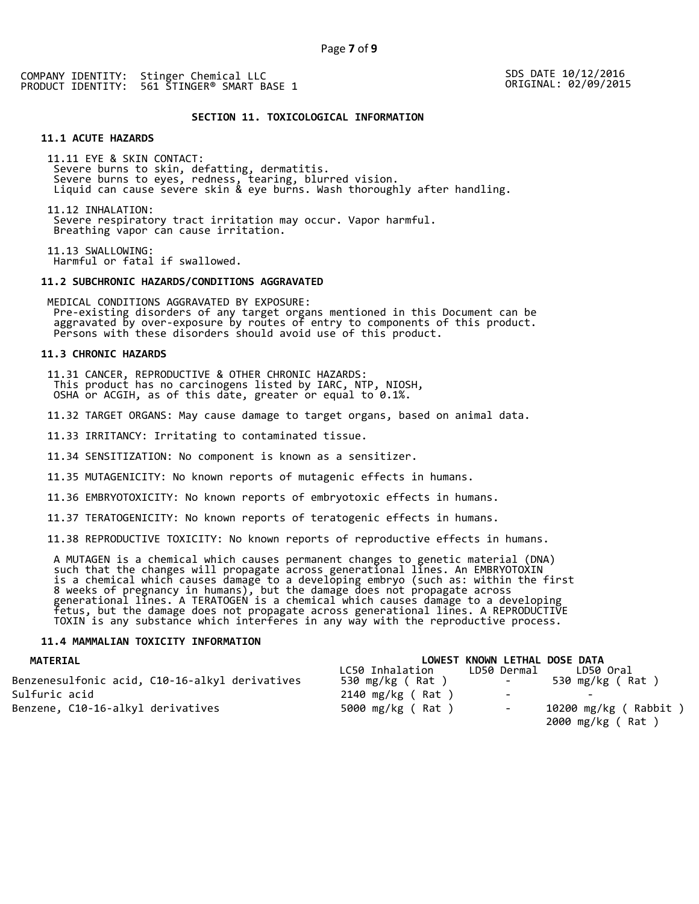COMPANY IDENTITY: Stinger Chemical LLC
PRODUCT IDENTITY: 561 STINGER® SMART BASE 1

SDS DATE 10/12/2016
ORIGINAL: 02/09/2015

## SECTION 11. TOXICOLOGICAL INFORMATION

### 11.1 ACUTE HAZARDS

11.11 EYE & SKIN CONTACT:
Severe burns to skin, defatting, dermatitis.
Severe burns to eyes, redness, tearing, blurred vision.
Liquid can cause severe skin & eye burns. Wash thoroughly after handling.

11.12 INHALATION:
Severe respiratory tract irritation may occur. Vapor harmful.
Breathing vapor can cause irritation.

11.13 SWALLOWING:
Harmful or fatal if swallowed.

### 11.2 SUBCHRONIC HAZARDS/CONDITIONS AGGRAVATED

MEDICAL CONDITIONS AGGRAVATED BY EXPOSURE:
Pre-existing disorders of any target organs mentioned in this Document can be aggravated by over-exposure by routes of entry to components of this product. Persons with these disorders should avoid use of this product.

### 11.3 CHRONIC HAZARDS

11.31 CANCER, REPRODUCTIVE & OTHER CHRONIC HAZARDS:
This product has no carcinogens listed by IARC, NTP, NIOSH, OSHA or ACGIH, as of this date, greater or equal to 0.1%.

11.32 TARGET ORGANS: May cause damage to target organs, based on animal data.

11.33 IRRITANCY: Irritating to contaminated tissue.

11.34 SENSITIZATION: No component is known as a sensitizer.

11.35 MUTAGENICITY: No known reports of mutagenic effects in humans.

11.36 EMBRYOTOXICITY: No known reports of embryotoxic effects in humans.

11.37 TERATOGENICITY: No known reports of teratogenic effects in humans.

11.38 REPRODUCTIVE TOXICITY: No known reports of reproductive effects in humans.

A MUTAGEN is a chemical which causes permanent changes to genetic material (DNA) such that the changes will propagate across generational lines. An EMBRYOTOXIN is a chemical which causes damage to a developing embryo (such as: within the first 8 weeks of pregnancy in humans), but the damage does not propagate across generational lines. A TERATOGEN is a chemical which causes damage to a developing fetus, but the damage does not propagate across generational lines. A REPRODUCTIVE TOXIN is any substance which interferes in any way with the reproductive process.

### 11.4 MAMMALIAN TOXICITY INFORMATION

| MATERIAL | LOWEST KNOWN LETHAL DOSE DATA | | |
|---|---|---|---|
| | LC50 Inhalation | LD50 Dermal | LD50 Oral |
| Benzenesulfonic acid, C10-16-alkyl derivatives | 530 mg/kg ( Rat ) | - | 530 mg/kg ( Rat ) |
| Sulfuric acid | 2140 mg/kg ( Rat ) | - | - |
| Benzene, C10-16-alkyl derivatives | 5000 mg/kg ( Rat ) | - | 10200 mg/kg ( Rabbit ) 2000 mg/kg ( Rat ) |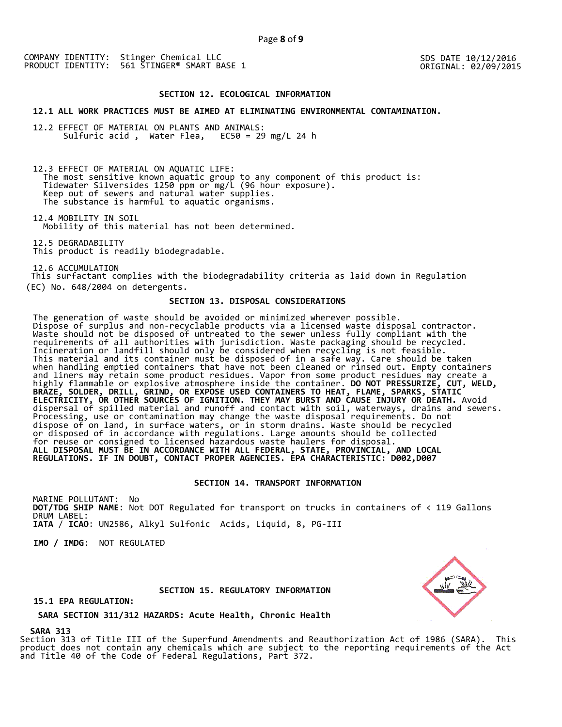COMPANY IDENTITY: Stinger Chemical LLC
PRODUCT IDENTITY: 561 STINGER® SMART BASE 1

SDS DATE 10/12/2016
ORIGINAL: 02/09/2015

## SECTION 12. ECOLOGICAL INFORMATION

**12.1 ALL WORK PRACTICES MUST BE AIMED AT ELIMINATING ENVIRONMENTAL CONTAMINATION.**

12.2 EFFECT OF MATERIAL ON PLANTS AND ANIMALS:
Sulfuric acid , Water Flea, EC50 = 29 mg/L 24 h

12.3 EFFECT OF MATERIAL ON AQUATIC LIFE:
The most sensitive known aquatic group to any component of this product is:
Tidewater Silversides 1250 ppm or mg/L (96 hour exposure).
Keep out of sewers and natural water supplies.
The substance is harmful to aquatic organisms.

12.4 MOBILITY IN SOIL
Mobility of this material has not been determined.

12.5 DEGRADABILITY
This product is readily biodegradable.

12.6 ACCUMULATION
This surfactant complies with the biodegradability criteria as laid down in Regulation (EC) No. 648/2004 on detergents.

## SECTION 13. DISPOSAL CONSIDERATIONS

The generation of waste should be avoided or minimized wherever possible. Dispose of surplus and non-recyclable products via a licensed waste disposal contractor. Waste should not be disposed of untreated to the sewer unless fully compliant with the requirements of all authorities with jurisdiction. Waste packaging should be recycled. Incineration or landfill should only be considered when recycling is not feasible. This material and its container must be disposed of in a safe way. Care should be taken when handling emptied containers that have not been cleaned or rinsed out. Empty containers and liners may retain some product residues. Vapor from some product residues may create a highly flammable or explosive atmosphere inside the container. **DO NOT PRESSURIZE, CUT, WELD, BRAZE, SOLDER, DRILL, GRIND, OR EXPOSE USED CONTAINERS TO HEAT, FLAME, SPARKS, STATIC ELECTRICITY, OR OTHER SOURCES OF IGNITION. THEY MAY BURST AND CAUSE INJURY OR DEATH.** Avoid dispersal of spilled material and runoff and contact with soil, waterways, drains and sewers. Processing, use or contamination may change the waste disposal requirements. Do not dispose of on land, in surface waters, or in storm drains. Waste should be recycled or disposed of in accordance with regulations. Large amounts should be collected for reuse or consigned to licensed hazardous waste haulers for disposal.
**ALL DISPOSAL MUST BE IN ACCORDANCE WITH ALL FEDERAL, STATE, PROVINCIAL, AND LOCAL REGULATIONS. IF IN DOUBT, CONTACT PROPER AGENCIES. EPA CHARACTERISTIC: D002,D007**

## SECTION 14. TRANSPORT INFORMATION

MARINE POLLUTANT: No
**DOT/TDG SHIP NAME**: Not DOT Regulated for transport on trucks in containers of < 119 Gallons
DRUM LABEL:
**IATA / ICAO**: UN2586, Alkyl Sulfonic Acids, Liquid, 8, PG-III

**IMO / IMDG**: NOT REGULATED

## SECTION 15. REGULATORY INFORMATION

**15.1 EPA REGULATION:**

**SARA SECTION 311/312 HAZARDS: Acute Health, Chronic Health**

**SARA 313**
Section 313 of Title III of the Superfund Amendments and Reauthorization Act of 1986 (SARA). This product does not contain any chemicals which are subject to the reporting requirements of the Act and Title 40 of the Code of Federal Regulations, Part 372.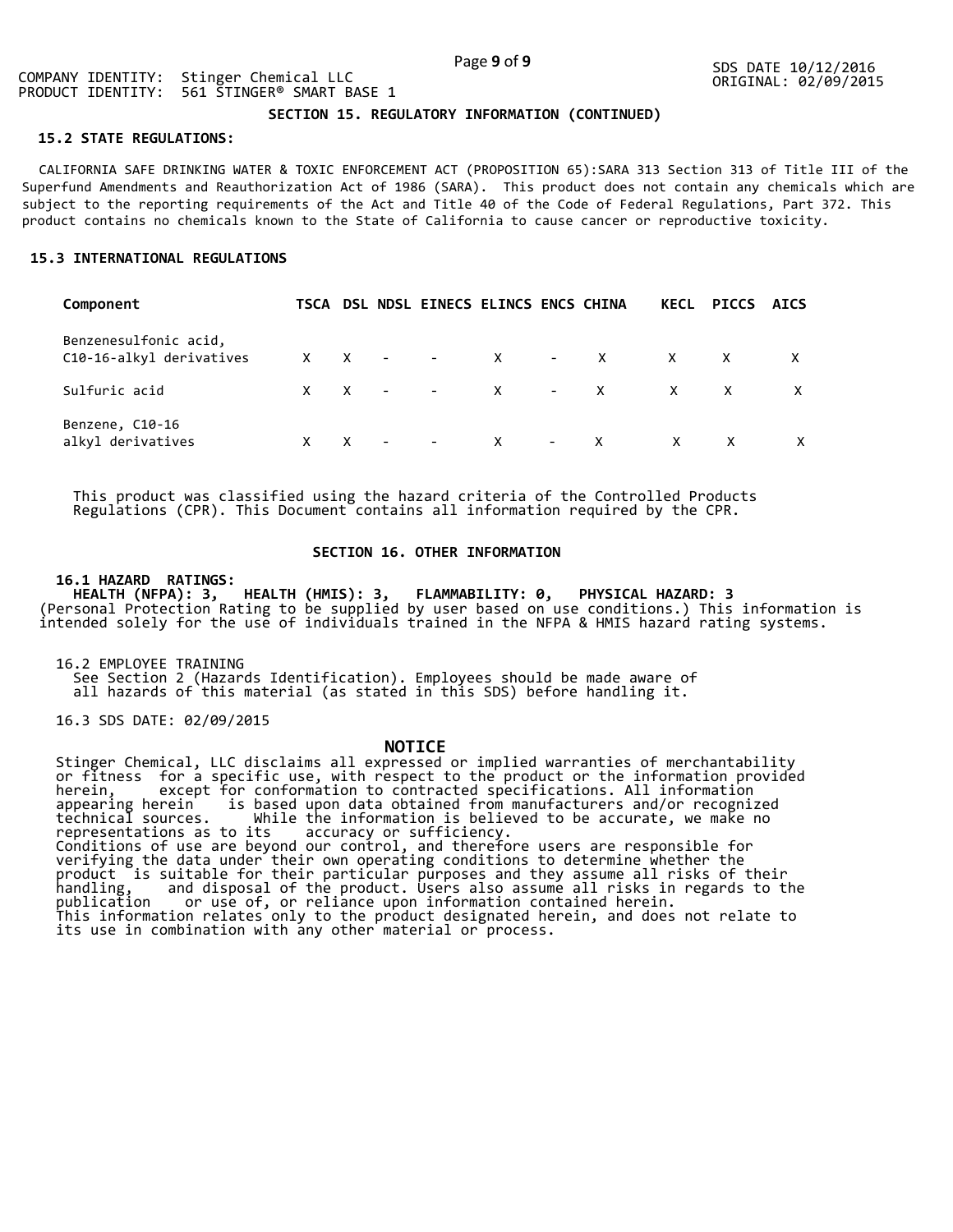## SECTION 15. REGULATORY INFORMATION (CONTINUED)

### 15.2 STATE REGULATIONS:

CALIFORNIA SAFE DRINKING WATER & TOXIC ENFORCEMENT ACT (PROPOSITION 65):SARA 313 Section 313 of Title III of the Superfund Amendments and Reauthorization Act of 1986 (SARA). This product does not contain any chemicals which are subject to the reporting requirements of the Act and Title 40 of the Code of Federal Regulations, Part 372. This product contains no chemicals known to the State of California to cause cancer or reproductive toxicity.

### 15.3 INTERNATIONAL REGULATIONS

| Component | TSCA | DSL | NDSL | EINECS | ELINCS | ENCS | CHINA | KECL | PICCS | AICS |
|---|---|---|---|---|---|---|---|---|---|---|
| Benzenesulfonic acid, C10-16-alkyl derivatives | X | X | - | - | X | - | X | X | X | X |
| Sulfuric acid | X | X | - | - | X | - | X | X | X | X |
| Benzene, C10-16 alkyl derivatives | X | X | - | - | X | - | X | X | X | X |

This product was classified using the hazard criteria of the Controlled Products Regulations (CPR). This Document contains all information required by the CPR.

## SECTION 16. OTHER INFORMATION

### 16.1 HAZARD RATINGS:

**HEALTH (NFPA): 3, HEALTH (HMIS): 3, FLAMMABILITY: 0, PHYSICAL HAZARD: 3**

(Personal Protection Rating to be supplied by user based on use conditions.) This information is intended solely for the use of individuals trained in the NFPA & HMIS hazard rating systems.

16.2 EMPLOYEE TRAINING

See Section 2 (Hazards Identification). Employees should be made aware of all hazards of this material (as stated in this SDS) before handling it.

16.3 SDS DATE: 02/09/2015

**NOTICE**

Stinger Chemical, LLC disclaims all expressed or implied warranties of merchantability or fitness for a specific use, with respect to the product or the information provided herein, except for conformation to contracted specifications. All information appearing herein is based upon data obtained from manufacturers and/or recognized technical sources. While the information is believed to be accurate, we make no representations as to its accuracy or sufficiency.
Conditions of use are beyond our control, and therefore users are responsible for verifying the data under their own operating conditions to determine whether the product is suitable for their particular purposes and they assume all risks of their handling, and disposal of the product. Users also assume all risks in regards to the publication or use of, or reliance upon information contained herein.
This information relates only to the product designated herein, and does not relate to its use in combination with any other material or process.